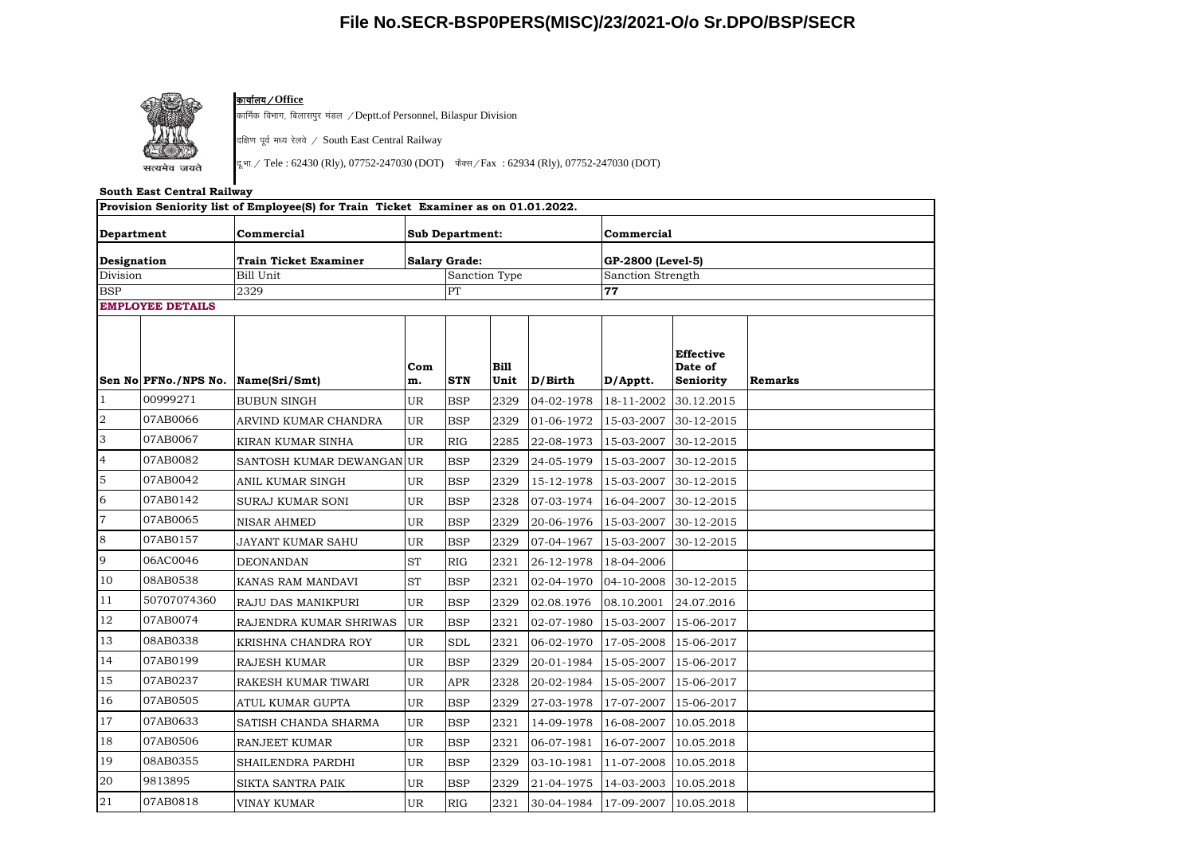# File No.SECR-BSP0PERS(MISC)/23/2021-O/o Sr.DPO/BSP/SECR

**कार्यालय / Office**

कार्मिक विभाग, बिलासपुर मंडल / Deptt.of Personnel, Bilaspur Division

दक्षिण पूर्व मध्य रेलवे / South East Central Railway

दू.भा. / Tele : 62430 (Rly), 07752-247030 (DOT)   फैक्स / Fax : 62934 (Rly), 07752-247030 (DOT)

**South East Central Railway**

**Provision Seniority list of Employee(S) for Train Ticket Examiner as on 01.01.2022.**

| **Department** | | **Commercial** | **Sub Department:** | | | | **Commercial** | | |
|---|---|---|---|---|---|---|---|---|---|
| **Designation** | | **Train Ticket Examiner** | **Salary Grade:** | | | | **GP-2800 (Level-5)** | | |
| Division | | Bill Unit | | Sanction Type | | | Sanction Strength | | |
| BSP | | 2329 | | PT | | | **77** | | |
| **EMPLOYEE DETAILS** | | | | | | | | | |
| **Sen No** | **PFNo./NPS No.** | **Name(Sri/Smt)** | **Comm.** | **STN** | **Bill Unit** | **D/Birth** | **D/Apptt.** | **Effective Date of Seniority** | **Remarks** |
| 1 | 00999271 | BUBUN SINGH | UR | BSP | 2329 | 04-02-1978 | 18-11-2002 | 30.12.2015 | |
| 2 | 07AB0066 | ARVIND KUMAR CHANDRA | UR | BSP | 2329 | 01-06-1972 | 15-03-2007 | 30-12-2015 | |
| 3 | 07AB0067 | KIRAN KUMAR SINHA | UR | RIG | 2285 | 22-08-1973 | 15-03-2007 | 30-12-2015 | |
| 4 | 07AB0082 | SANTOSH KUMAR DEWANGAN | UR | BSP | 2329 | 24-05-1979 | 15-03-2007 | 30-12-2015 | |
| 5 | 07AB0042 | ANIL KUMAR SINGH | UR | BSP | 2329 | 15-12-1978 | 15-03-2007 | 30-12-2015 | |
| 6 | 07AB0142 | SURAJ KUMAR SONI | UR | BSP | 2328 | 07-03-1974 | 16-04-2007 | 30-12-2015 | |
| 7 | 07AB0065 | NISAR AHMED | UR | BSP | 2329 | 20-06-1976 | 15-03-2007 | 30-12-2015 | |
| 8 | 07AB0157 | JAYANT KUMAR SAHU | UR | BSP | 2329 | 07-04-1967 | 15-03-2007 | 30-12-2015 | |
| 9 | 06AC0046 | DEONANDAN | ST | RIG | 2321 | 26-12-1978 | 18-04-2006 | | |
| 10 | 08AB0538 | KANAS RAM MANDAVI | ST | BSP | 2321 | 02-04-1970 | 04-10-2008 | 30-12-2015 | |
| 11 | 50707074360 | RAJU DAS MANIKPURI | UR | BSP | 2329 | 02.08.1976 | 08.10.2001 | 24.07.2016 | |
| 12 | 07AB0074 | RAJENDRA KUMAR SHRIWAS | UR | BSP | 2321 | 02-07-1980 | 15-03-2007 | 15-06-2017 | |
| 13 | 08AB0338 | KRISHNA CHANDRA ROY | UR | SDL | 2321 | 06-02-1970 | 17-05-2008 | 15-06-2017 | |
| 14 | 07AB0199 | RAJESH KUMAR | UR | BSP | 2329 | 20-01-1984 | 15-05-2007 | 15-06-2017 | |
| 15 | 07AB0237 | RAKESH KUMAR TIWARI | UR | APR | 2328 | 20-02-1984 | 15-05-2007 | 15-06-2017 | |
| 16 | 07AB0505 | ATUL KUMAR GUPTA | UR | BSP | 2329 | 27-03-1978 | 17-07-2007 | 15-06-2017 | |
| 17 | 07AB0633 | SATISH CHANDA SHARMA | UR | BSP | 2321 | 14-09-1978 | 16-08-2007 | 10.05.2018 | |
| 18 | 07AB0506 | RANJEET KUMAR | UR | BSP | 2321 | 06-07-1981 | 16-07-2007 | 10.05.2018 | |
| 19 | 08AB0355 | SHAILENDRA PARDHI | UR | BSP | 2329 | 03-10-1981 | 11-07-2008 | 10.05.2018 | |
| 20 | 9813895 | SIKTA SANTRA PAIK | UR | BSP | 2329 | 21-04-1975 | 14-03-2003 | 10.05.2018 | |
| 21 | 07AB0818 | VINAY KUMAR | UR | RIG | 2321 | 30-04-1984 | 17-09-2007 | 10.05.2018 | |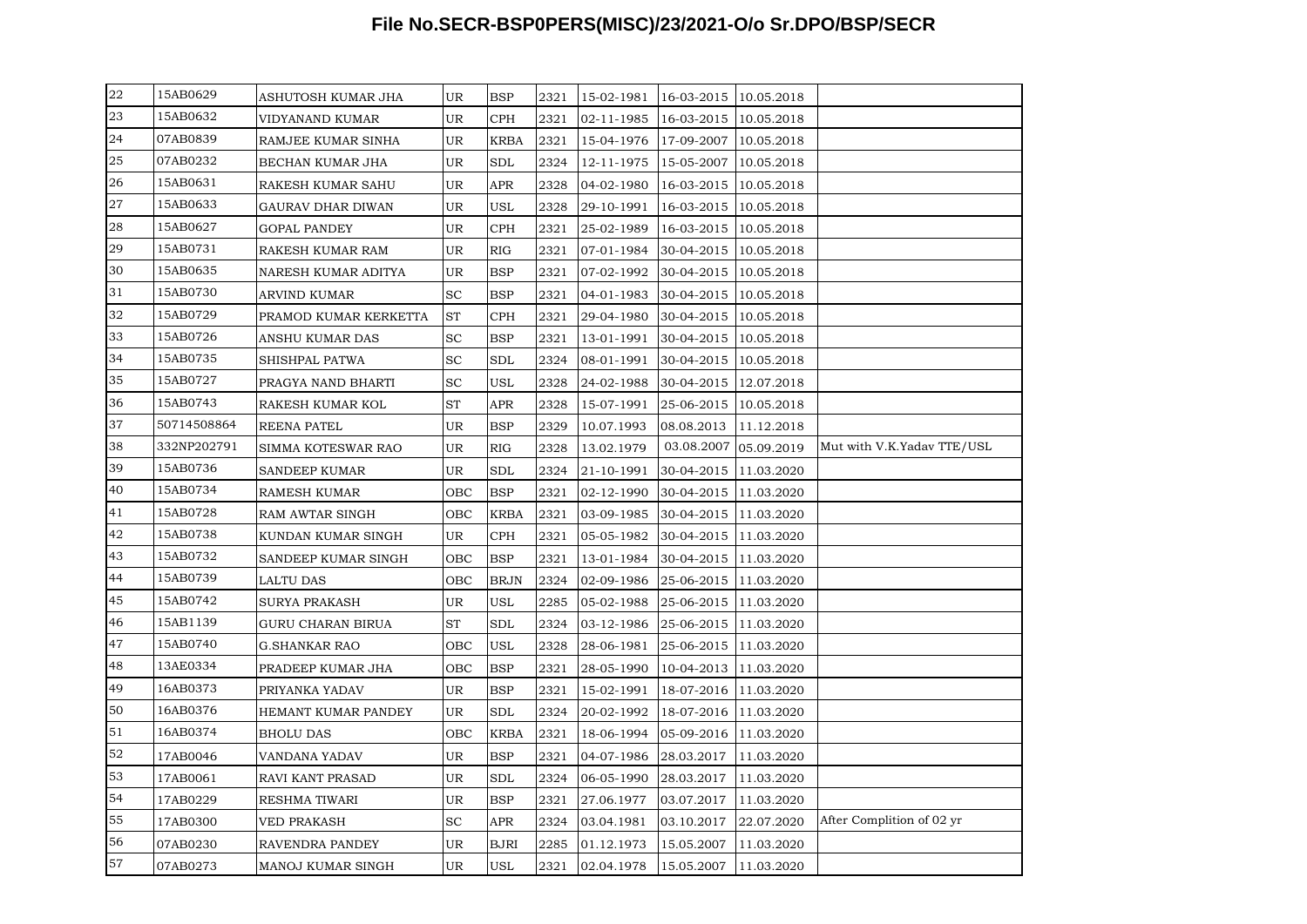# File No.SECR-BSP0PERS(MISC)/23/2021-O/o Sr.DPO/BSP/SECR

| | | | | | | | | | |
|---|---|---|---|---|---|---|---|---|---|
| 22 | 15AB0629 | ASHUTOSH KUMAR JHA | UR | BSP | 2321 | 15-02-1981 | 16-03-2015 | 10.05.2018 | |
| 23 | 15AB0632 | VIDYANAND KUMAR | UR | CPH | 2321 | 02-11-1985 | 16-03-2015 | 10.05.2018 | |
| 24 | 07AB0839 | RAMJEE KUMAR SINHA | UR | KRBA | 2321 | 15-04-1976 | 17-09-2007 | 10.05.2018 | |
| 25 | 07AB0232 | BECHAN KUMAR JHA | UR | SDL | 2324 | 12-11-1975 | 15-05-2007 | 10.05.2018 | |
| 26 | 15AB0631 | RAKESH KUMAR SAHU | UR | APR | 2328 | 04-02-1980 | 16-03-2015 | 10.05.2018 | |
| 27 | 15AB0633 | GAURAV DHAR DIWAN | UR | USL | 2328 | 29-10-1991 | 16-03-2015 | 10.05.2018 | |
| 28 | 15AB0627 | GOPAL PANDEY | UR | CPH | 2321 | 25-02-1989 | 16-03-2015 | 10.05.2018 | |
| 29 | 15AB0731 | RAKESH KUMAR RAM | UR | RIG | 2321 | 07-01-1984 | 30-04-2015 | 10.05.2018 | |
| 30 | 15AB0635 | NARESH KUMAR ADITYA | UR | BSP | 2321 | 07-02-1992 | 30-04-2015 | 10.05.2018 | |
| 31 | 15AB0730 | ARVIND KUMAR | SC | BSP | 2321 | 04-01-1983 | 30-04-2015 | 10.05.2018 | |
| 32 | 15AB0729 | PRAMOD KUMAR KERKETTA | ST | CPH | 2321 | 29-04-1980 | 30-04-2015 | 10.05.2018 | |
| 33 | 15AB0726 | ANSHU KUMAR DAS | SC | BSP | 2321 | 13-01-1991 | 30-04-2015 | 10.05.2018 | |
| 34 | 15AB0735 | SHISHPAL PATWA | SC | SDL | 2324 | 08-01-1991 | 30-04-2015 | 10.05.2018 | |
| 35 | 15AB0727 | PRAGYA NAND BHARTI | SC | USL | 2328 | 24-02-1988 | 30-04-2015 | 12.07.2018 | |
| 36 | 15AB0743 | RAKESH KUMAR KOL | ST | APR | 2328 | 15-07-1991 | 25-06-2015 | 10.05.2018 | |
| 37 | 50714508864 | REENA PATEL | UR | BSP | 2329 | 10.07.1993 | 08.08.2013 | 11.12.2018 | |
| 38 | 332NP202791 | SIMMA KOTESWAR RAO | UR | RIG | 2328 | 13.02.1979 | 03.08.2007 | 05.09.2019 | Mut with V.K.Yadav TTE/USL |
| 39 | 15AB0736 | SANDEEP KUMAR | UR | SDL | 2324 | 21-10-1991 | 30-04-2015 | 11.03.2020 | |
| 40 | 15AB0734 | RAMESH KUMAR | OBC | BSP | 2321 | 02-12-1990 | 30-04-2015 | 11.03.2020 | |
| 41 | 15AB0728 | RAM AWTAR SINGH | OBC | KRBA | 2321 | 03-09-1985 | 30-04-2015 | 11.03.2020 | |
| 42 | 15AB0738 | KUNDAN KUMAR SINGH | UR | CPH | 2321 | 05-05-1982 | 30-04-2015 | 11.03.2020 | |
| 43 | 15AB0732 | SANDEEP KUMAR SINGH | OBC | BSP | 2321 | 13-01-1984 | 30-04-2015 | 11.03.2020 | |
| 44 | 15AB0739 | LALTU DAS | OBC | BRJN | 2324 | 02-09-1986 | 25-06-2015 | 11.03.2020 | |
| 45 | 15AB0742 | SURYA PRAKASH | UR | USL | 2285 | 05-02-1988 | 25-06-2015 | 11.03.2020 | |
| 46 | 15AB1139 | GURU CHARAN BIRUA | ST | SDL | 2324 | 03-12-1986 | 25-06-2015 | 11.03.2020 | |
| 47 | 15AB0740 | G.SHANKAR RAO | OBC | USL | 2328 | 28-06-1981 | 25-06-2015 | 11.03.2020 | |
| 48 | 13AE0334 | PRADEEP KUMAR JHA | OBC | BSP | 2321 | 28-05-1990 | 10-04-2013 | 11.03.2020 | |
| 49 | 16AB0373 | PRIYANKA YADAV | UR | BSP | 2321 | 15-02-1991 | 18-07-2016 | 11.03.2020 | |
| 50 | 16AB0376 | HEMANT KUMAR PANDEY | UR | SDL | 2324 | 20-02-1992 | 18-07-2016 | 11.03.2020 | |
| 51 | 16AB0374 | BHOLU DAS | OBC | KRBA | 2321 | 18-06-1994 | 05-09-2016 | 11.03.2020 | |
| 52 | 17AB0046 | VANDANA YADAV | UR | BSP | 2321 | 04-07-1986 | 28.03.2017 | 11.03.2020 | |
| 53 | 17AB0061 | RAVI KANT PRASAD | UR | SDL | 2324 | 06-05-1990 | 28.03.2017 | 11.03.2020 | |
| 54 | 17AB0229 | RESHMA TIWARI | UR | BSP | 2321 | 27.06.1977 | 03.07.2017 | 11.03.2020 | |
| 55 | 17AB0300 | VED PRAKASH | SC | APR | 2324 | 03.04.1981 | 03.10.2017 | 22.07.2020 | After Complition of 02 yr |
| 56 | 07AB0230 | RAVENDRA PANDEY | UR | BJRI | 2285 | 01.12.1973 | 15.05.2007 | 11.03.2020 | |
| 57 | 07AB0273 | MANOJ KUMAR SINGH | UR | USL | 2321 | 02.04.1978 | 15.05.2007 | 11.03.2020 | |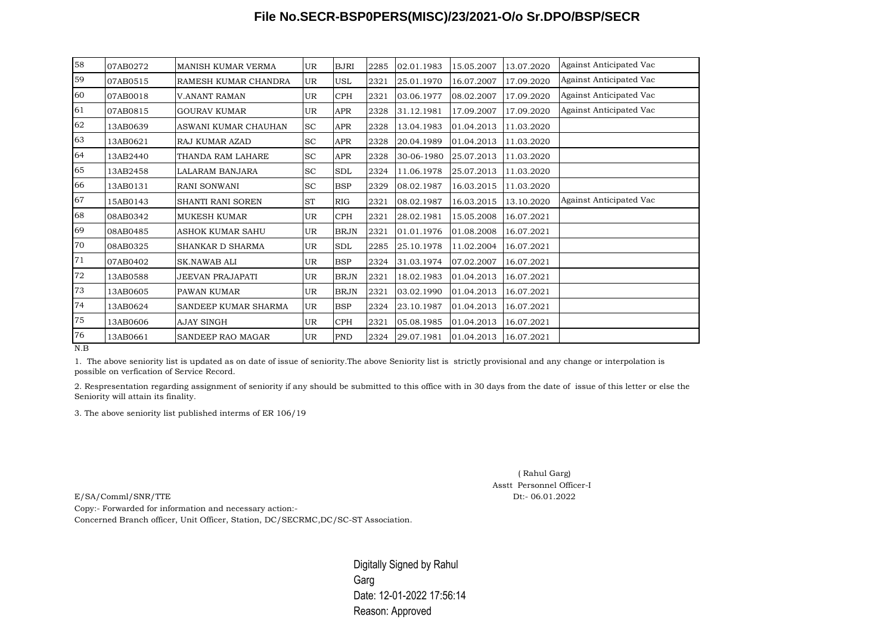## File No.SECR-BSP0PERS(MISC)/23/2021-O/o Sr.DPO/BSP/SECR

| | | | | | | | | | |
|---|---|---|---|---|---|---|---|---|---|
| 58 | 07AB0272 | MANISH KUMAR VERMA | UR | BJRI | 2285 | 02.01.1983 | 15.05.2007 | 13.07.2020 | Against Anticipated Vac |
| 59 | 07AB0515 | RAMESH KUMAR CHANDRA | UR | USL | 2321 | 25.01.1970 | 16.07.2007 | 17.09.2020 | Against Anticipated Vac |
| 60 | 07AB0018 | V.ANANT RAMAN | UR | CPH | 2321 | 03.06.1977 | 08.02.2007 | 17.09.2020 | Against Anticipated Vac |
| 61 | 07AB0815 | GOURAV KUMAR | UR | APR | 2328 | 31.12.1981 | 17.09.2007 | 17.09.2020 | Against Anticipated Vac |
| 62 | 13AB0639 | ASWANI KUMAR CHAUHAN | SC | APR | 2328 | 13.04.1983 | 01.04.2013 | 11.03.2020 | |
| 63 | 13AB0621 | RAJ KUMAR AZAD | SC | APR | 2328 | 20.04.1989 | 01.04.2013 | 11.03.2020 | |
| 64 | 13AB2440 | THANDA RAM LAHARE | SC | APR | 2328 | 30-06-1980 | 25.07.2013 | 11.03.2020 | |
| 65 | 13AB2458 | LALARAM BANJARA | SC | SDL | 2324 | 11.06.1978 | 25.07.2013 | 11.03.2020 | |
| 66 | 13AB0131 | RANI SONWANI | SC | BSP | 2329 | 08.02.1987 | 16.03.2015 | 11.03.2020 | |
| 67 | 15AB0143 | SHANTI RANI SOREN | ST | RIG | 2321 | 08.02.1987 | 16.03.2015 | 13.10.2020 | Against Anticipated Vac |
| 68 | 08AB0342 | MUKESH KUMAR | UR | CPH | 2321 | 28.02.1981 | 15.05.2008 | 16.07.2021 | |
| 69 | 08AB0485 | ASHOK KUMAR SAHU | UR | BRJN | 2321 | 01.01.1976 | 01.08.2008 | 16.07.2021 | |
| 70 | 08AB0325 | SHANKAR D SHARMA | UR | SDL | 2285 | 25.10.1978 | 11.02.2004 | 16.07.2021 | |
| 71 | 07AB0402 | SK.NAWAB ALI | UR | BSP | 2324 | 31.03.1974 | 07.02.2007 | 16.07.2021 | |
| 72 | 13AB0588 | JEEVAN PRAJAPATI | UR | BRJN | 2321 | 18.02.1983 | 01.04.2013 | 16.07.2021 | |
| 73 | 13AB0605 | PAWAN KUMAR | UR | BRJN | 2321 | 03.02.1990 | 01.04.2013 | 16.07.2021 | |
| 74 | 13AB0624 | SANDEEP KUMAR SHARMA | UR | BSP | 2324 | 23.10.1987 | 01.04.2013 | 16.07.2021 | |
| 75 | 13AB0606 | AJAY SINGH | UR | CPH | 2321 | 05.08.1985 | 01.04.2013 | 16.07.2021 | |
| 76 | 13AB0661 | SANDEEP RAO MAGAR | UR | PND | 2324 | 29.07.1981 | 01.04.2013 | 16.07.2021 | |

N.B

1. The above seniority list is updated as on date of issue of seniority.The above Seniority list is strictly provisional and any change or interpolation is possible on verfication of Service Record.

2. Respresentation regarding assignment of seniority if any should be submitted to this office with in 30 days from the date of issue of this letter or else the Seniority will attain its finality.

3. The above seniority list published interms of ER 106/19

( Rahul Garg)
Asstt Personnel Officer-I
Dt:- 06.01.2022

E/SA/Comml/SNR/TTE

Copy:- Forwarded for information and necessary action:-
Concerned Branch officer, Unit Officer, Station, DC/SECRMC,DC/SC-ST Association.

Digitally Signed by Rahul Garg
Date: 12-01-2022 17:56:14
Reason: Approved